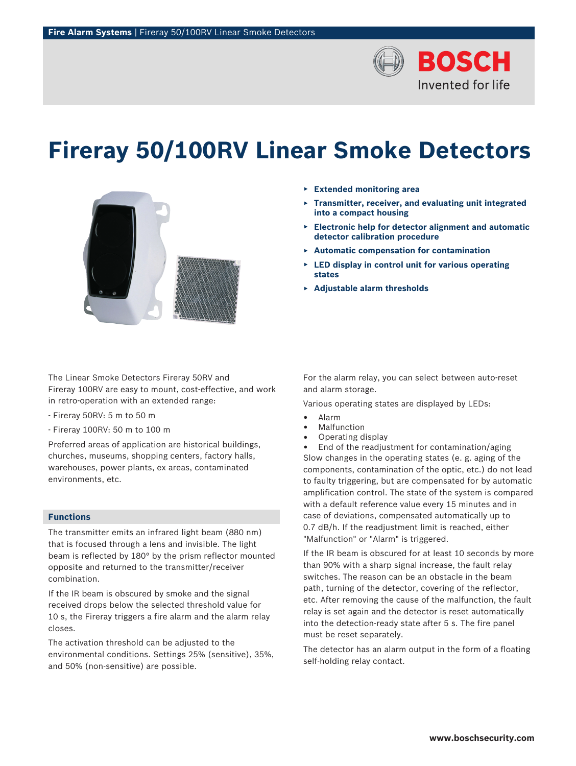# Fireray 50/100RV Linear Smoke Detectors

- **Extended monitoring area**
- **Transmitter, receiver, and evaluating unit integrated into a compact housing**
- **Electronic help for detector alignment and automatic detector calibration procedure**
- **Automatic compensation for contamination**
- **LED display in control unit for various operating states**
- **Adjustable alarm thresholds**

The Linear Smoke Detectors Fireray 50RV and Fireray 100RV are easy to mount, cost-effective, and work in retro-operation with an extended range:

- Fireray 50RV: 5 m to 50 m

- Fireray 100RV: 50 m to 100 m

Preferred areas of application are historical buildings, churches, museums, shopping centers, factory halls, warehouses, power plants, ex areas, contaminated environments, etc.

## Functions

The transmitter emits an infrared light beam (880 nm) that is focused through a lens and invisible. The light beam is reflected by 180° by the prism reflector mounted opposite and returned to the transmitter/receiver combination.

If the IR beam is obscured by smoke and the signal received drops below the selected threshold value for 10 s, the Fireray triggers a fire alarm and the alarm relay closes.

The activation threshold can be adjusted to the environmental conditions. Settings 25% (sensitive), 35%, and 50% (non-sensitive) are possible.

For the alarm relay, you can select between auto-reset and alarm storage.

Various operating states are displayed by LEDs:

- Alarm
- Malfunction
- Operating display
- End of the readjustment for contamination/aging

Slow changes in the operating states (e. g. aging of the components, contamination of the optic, etc.) do not lead to faulty triggering, but are compensated for by automatic amplification control. The state of the system is compared with a default reference value every 15 minutes and in case of deviations, compensated automatically up to 0.7 dB/h. If the readjustment limit is reached, either "Malfunction" or "Alarm" is triggered.

If the IR beam is obscured for at least 10 seconds by more than 90% with a sharp signal increase, the fault relay switches. The reason can be an obstacle in the beam path, turning of the detector, covering of the reflector, etc. After removing the cause of the malfunction, the fault relay is set again and the detector is reset automatically into the detection-ready state after 5 s. The fire panel must be reset separately.

The detector has an alarm output in the form of a floating self-holding relay contact.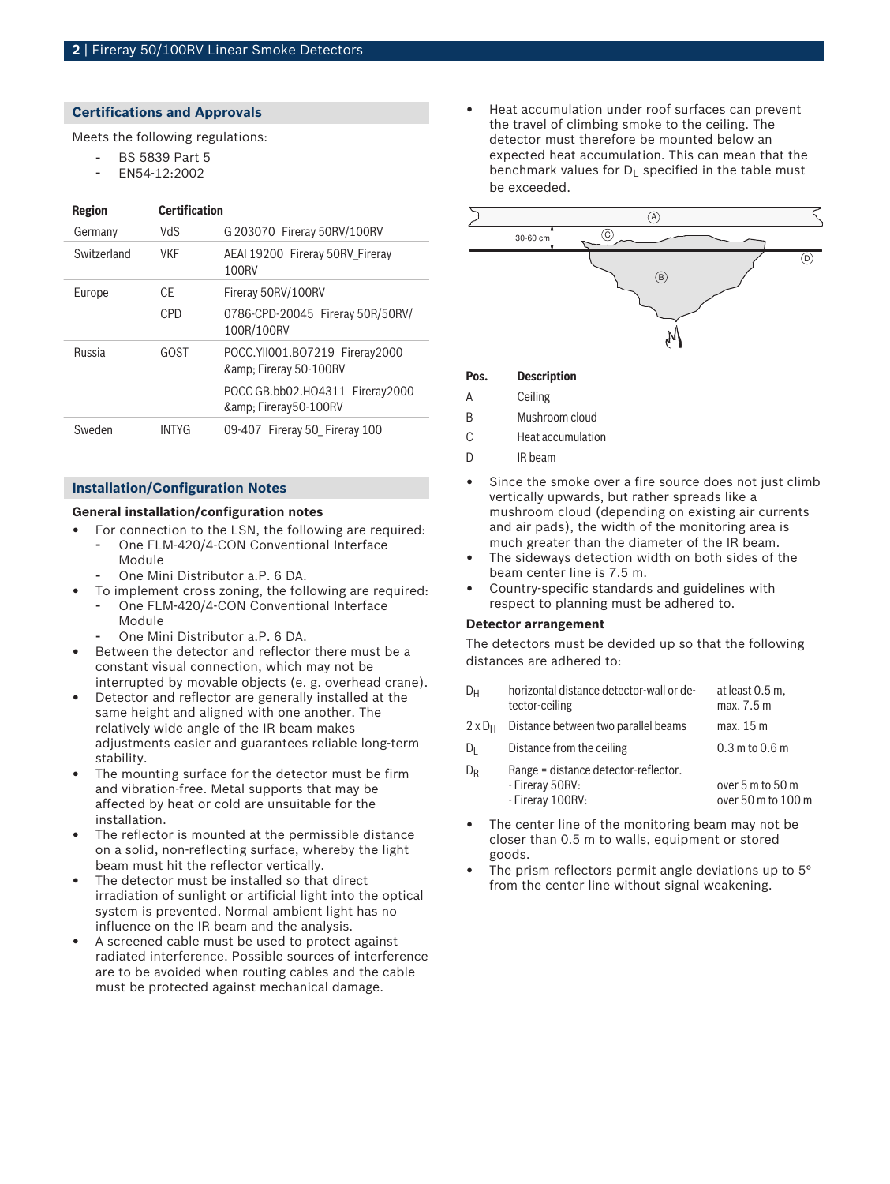## Certifications and Approvals

Meets the following regulations:

- BS 5839 Part 5
- EN54-12:2002

| Region | Certification | |
|---|---|---|
| Germany | VdS | G 203070 Fireray 50RV/100RV |
| Switzerland | VKF | AEAI 19200 Fireray 50RV_Fireray 100RV |
| Europe | CE | Fireray 50RV/100RV |
| | CPD | 0786-CPD-20045 Fireray 50R/50RV/100R/100RV |
| Russia | GOST | POCC.YII001.BO7219 Fireray2000 &amp; Fireray 50-100RV |
| | | POCC GB.bb02.HO4311 Fireray2000 &amp; Fireray50-100RV |
| Sweden | INTYG | 09-407 Fireray 50_Fireray 100 |

## Installation/Configuration Notes

### General installation/configuration notes

- For connection to the LSN, the following are required:
  - One FLM-420/4-CON Conventional Interface Module
  - One Mini Distributor a.P. 6 DA.
- To implement cross zoning, the following are required:
  - One FLM-420/4-CON Conventional Interface Module
  - One Mini Distributor a.P. 6 DA.
- Between the detector and reflector there must be a constant visual connection, which may not be interrupted by movable objects (e. g. overhead crane).
- Detector and reflector are generally installed at the same height and aligned with one another. The relatively wide angle of the IR beam makes adjustments easier and guarantees reliable long-term stability.
- The mounting surface for the detector must be firm and vibration-free. Metal supports that may be affected by heat or cold are unsuitable for the installation.
- The reflector is mounted at the permissible distance on a solid, non-reflecting surface, whereby the light beam must hit the reflector vertically.
- The detector must be installed so that direct irradiation of sunlight or artificial light into the optical system is prevented. Normal ambient light has no influence on the IR beam and the analysis.
- A screened cable must be used to protect against radiated interference. Possible sources of interference are to be avoided when routing cables and the cable must be protected against mechanical damage.
- Heat accumulation under roof surfaces can prevent the travel of climbing smoke to the ceiling. The detector must therefore be mounted below an expected heat accumulation. This can mean that the benchmark values for $D_L$ specified in the table must be exceeded.

| Pos. | Description |
|---|---|
| A | Ceiling |
| B | Mushroom cloud |
| C | Heat accumulation |
| D | IR beam |

- Since the smoke over a fire source does not just climb vertically upwards, but rather spreads like a mushroom cloud (depending on existing air currents and air pads), the width of the monitoring area is much greater than the diameter of the IR beam.
- The sideways detection width on both sides of the beam center line is 7.5 m.
- Country-specific standards and guidelines with respect to planning must be adhered to.

### Detector arrangement

The detectors must be devided up so that the following distances are adhered to:

| | | |
|---|---|---|
| $D_H$ | horizontal distance detector-wall or detector-ceiling | at least 0.5 m, max. 7.5 m |
| $2 \times D_H$ | Distance between two parallel beams | max. 15 m |
| $D_L$ | Distance from the ceiling | 0.3 m to 0.6 m |
| $D_R$ | Range = distance detector-reflector.<br>- Fireray 50RV:<br>- Fireray 100RV: | <br>over 5 m to 50 m<br>over 50 m to 100 m |

- The center line of the monitoring beam may not be closer than 0.5 m to walls, equipment or stored goods.
- The prism reflectors permit angle deviations up to 5° from the center line without signal weakening.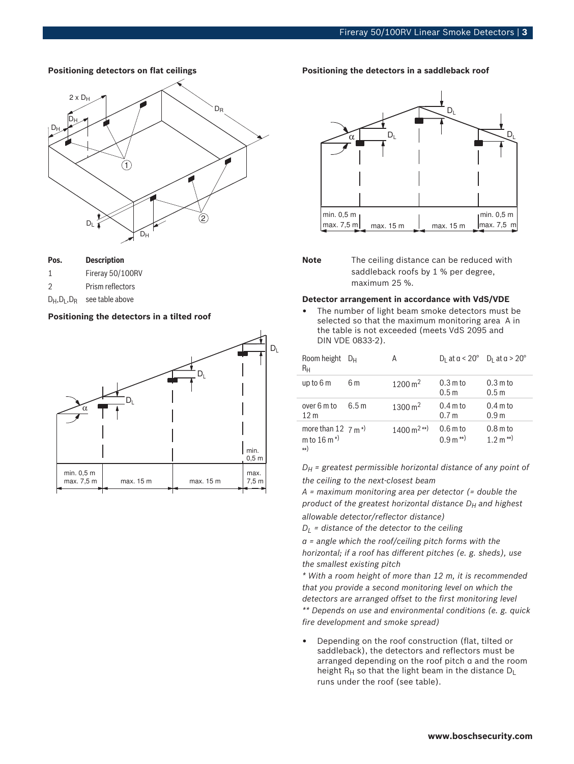### Positioning detectors on flat ceilings

| Pos. | Description |
| --- | --- |
| 1 | Fireray 50/100RV |
| 2 | Prism reflectors |
| $D_H$,$D_L$,$D_R$ | see table above |

### Positioning the detectors in a tilted roof

### Positioning the detectors in a saddleback roof

**Note** The ceiling distance can be reduced with saddleback roofs by 1 % per degree, maximum 25 %.

### Detector arrangement in accordance with VdS/VDE

- The number of light beam smoke detectors must be selected so that the maximum monitoring area A in the table is not exceeded (meets VdS 2095 and DIN VDE 0833-2).

| Room height $R_H$ | $D_H$ | A | $D_L$ at α < 20° | $D_L$ at α > 20° |
| --- | --- | --- | --- | --- |
| up to 6 m | 6 m | 1200 m² | 0.3 m to 0.5 m | 0.3 m to 0.5 m |
| over 6 m to 12 m | 6.5 m | 1300 m² | 0.4 m to 0.7 m | 0.4 m to 0.9 m |
| more than 12 m to 16 m *) **) | 7 m *) | 1400 m² **) | 0.6 m to 0.9 m **) | 0.8 m to 1.2 m **) |

*$D_H$ = greatest permissible horizontal distance of any point of the ceiling to the next-closest beam*

*A = maximum monitoring area per detector (= double the product of the greatest horizontal distance $D_H$ and highest allowable detector/reflector distance)*

*$D_L$ = distance of the detector to the ceiling*

*α = angle which the roof/ceiling pitch forms with the horizontal; if a roof has different pitches (e. g. sheds), use the smallest existing pitch*

*\* With a room height of more than 12 m, it is recommended that you provide a second monitoring level on which the detectors are arranged offset to the first monitoring level*

*\*\* Depends on use and environmental conditions (e. g. quick fire development and smoke spread)*

- Depending on the roof construction (flat, tilted or saddleback), the detectors and reflectors must be arranged depending on the roof pitch α and the room height $R_H$ so that the light beam in the distance $D_L$ runs under the roof (see table).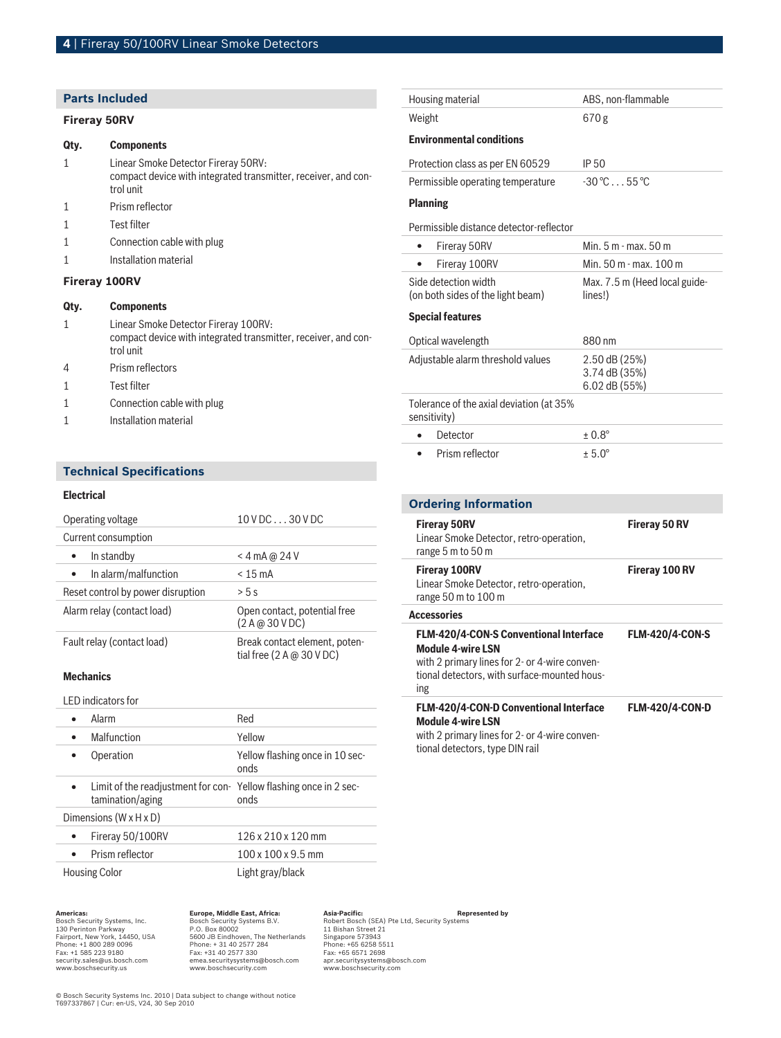## Parts Included

### Fireray 50RV

| Qty. | Components |
|---|---|
| 1 | Linear Smoke Detector Fireray 50RV: compact device with integrated transmitter, receiver, and control unit |
| 1 | Prism reflector |
| 1 | Test filter |
| 1 | Connection cable with plug |
| 1 | Installation material |

### Fireray 100RV

| Qty. | Components |
|---|---|
| 1 | Linear Smoke Detector Fireray 100RV: compact device with integrated transmitter, receiver, and control unit |
| 4 | Prism reflectors |
| 1 | Test filter |
| 1 | Connection cable with plug |
| 1 | Installation material |

## Technical Specifications

### Electrical

| | |
|---|---|
| Operating voltage | 10 V DC . . . 30 V DC |
| Current consumption | |
| • In standby | < 4 mA @ 24 V |
| • In alarm/malfunction | < 15 mA |
| Reset control by power disruption | > 5 s |
| Alarm relay (contact load) | Open contact, potential free (2 A @ 30 V DC) |
| Fault relay (contact load) | Break contact element, potential free (2 A @ 30 V DC) |

### Mechanics

| | |
|---|---|
| LED indicators for | |
| • Alarm | Red |
| • Malfunction | Yellow |
| • Operation | Yellow flashing once in 10 seconds |
| • Limit of the readjustment for contamination/aging | Yellow flashing once in 2 seconds |
| Dimensions (W x H x D) | |
| • Fireray 50/100RV | 126 x 210 x 120 mm |
| • Prism reflector | 100 x 100 x 9.5 mm |
| Housing Color | Light gray/black |
| Housing material | ABS, non-flammable |
| Weight | 670 g |

### Environmental conditions

| | |
|---|---|
| Protection class as per EN 60529 | IP 50 |
| Permissible operating temperature | -30 °C . . . 55 °C |

### Planning

| | |
|---|---|
| Permissible distance detector-reflector | |
| • Fireray 50RV | Min. 5 m - max. 50 m |
| • Fireray 100RV | Min. 50 m - max. 100 m |
| Side detection width (on both sides of the light beam) | Max. 7.5 m (Heed local guidelines!) |

### Special features

| | |
|---|---|
| Optical wavelength | 880 nm |
| Adjustable alarm threshold values | 2.50 dB (25%)<br>3.74 dB (35%)<br>6.02 dB (55%) |
| Tolerance of the axial deviation (at 35% sensitivity) | |
| • Detector | ± 0.8° |
| • Prism reflector | ± 5.0° |

## Ordering Information

| | |
|---|---|
| **Fireray 50RV**<br>Linear Smoke Detector, retro-operation, range 5 m to 50 m | **Fireray 50 RV** |
| **Fireray 100RV**<br>Linear Smoke Detector, retro-operation, range 50 m to 100 m | **Fireray 100 RV** |
| **Accessories** | |
| **FLM-420/4-CON-S Conventional Interface Module 4-wire LSN**<br>with 2 primary lines for 2- or 4-wire conventional detectors, with surface-mounted housing | **FLM-420/4-CON-S** |
| **FLM-420/4-CON-D Conventional Interface Module 4-wire LSN**<br>with 2 primary lines for 2- or 4-wire conventional detectors, type DIN rail | **FLM-420/4-CON-D** |

**Americas:**
Bosch Security Systems, Inc.
130 Perinton Parkway
Fairport, New York, 14450, USA
Phone: +1 800 289 0096
Fax: +1 585 223 9180
security.sales@us.bosch.com
www.boschsecurity.us

**Europe, Middle East, Africa:**
Bosch Security Systems B.V.
P.O. Box 80002
5600 JB Eindhoven, The Netherlands
Phone: + 31 40 2577 284
Fax: +31 40 2577 330
emea.securitysystems@bosch.com
www.boschsecurity.com

**Asia-Pacific:**
Robert Bosch (SEA) Pte Ltd, Security Systems
11 Bishan Street 21
Singapore 573943
Phone: +65 6258 5511
Fax: +65 6571 2698
apr.securitysystems@bosch.com
www.boschsecurity.com

**Represented by**

© Bosch Security Systems Inc. 2010 | Data subject to change without notice
T6973378­67 | Cur: en-US, V24, 30 Sep 2010